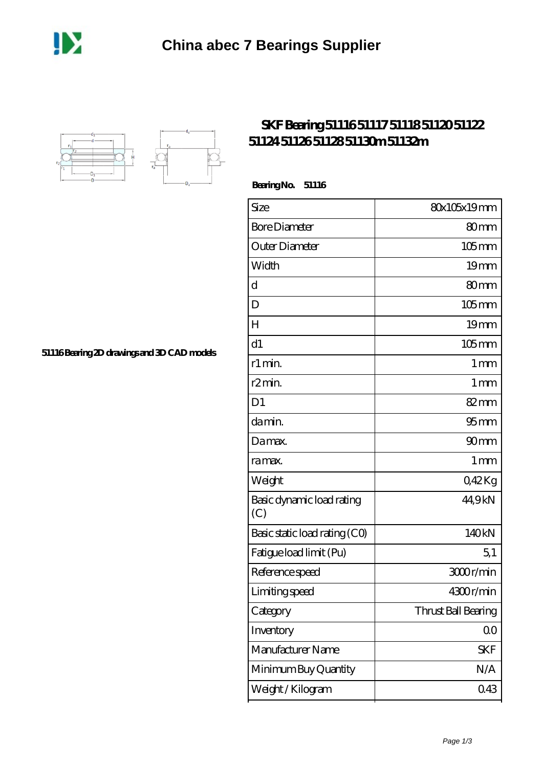# China abec 7 Bearings Supplier

## SKF Bearing 51116 51117 51118 51120 51122 51124 51126 51128 51130m 51132m

51116 Bearing 2D drawings and 3D CAD models

**Bearing No. 51116**

| Size | 80x105x19 mm |
|---|---|
| Bore Diameter | 80 mm |
| Outer Diameter | 105 mm |
| Width | 19 mm |
| d | 80 mm |
| D | 105 mm |
| H | 19 mm |
| d1 | 105 mm |
| r1 min. | 1 mm |
| r2 min. | 1 mm |
| D1 | 82 mm |
| da min. | 95 mm |
| Da max. | 90 mm |
| ra max. | 1 mm |
| Weight | 0,42 Kg |
| Basic dynamic load rating (C) | 44,9 kN |
| Basic static load rating (C0) | 140 kN |
| Fatigue load limit (Pu) | 5,1 |
| Reference speed | 3000 r/min |
| Limiting speed | 4300 r/min |
| Category | Thrust Ball Bearing |
| Inventory | 0.0 |
| Manufacturer Name | SKF |
| Minimum Buy Quantity | N/A |
| Weight / Kilogram | 0.43 |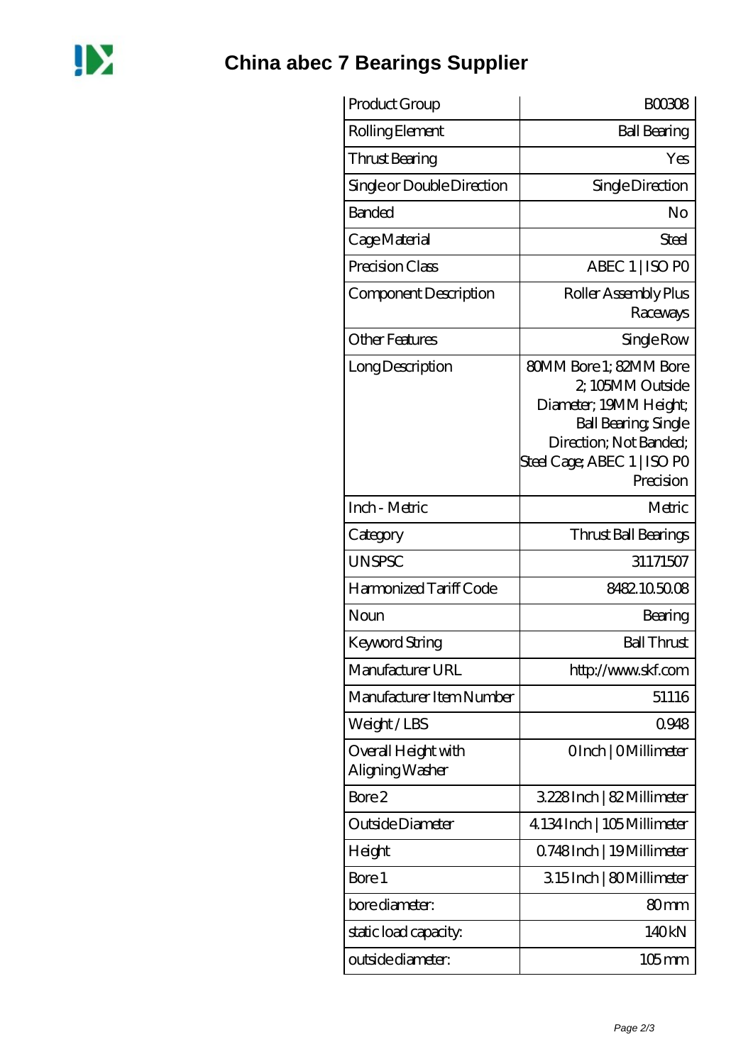# China abec 7 Bearings Supplier

| Product Group | B00308 |
|---|---|
| Rolling Element | Ball Bearing |
| Thrust Bearing | Yes |
| Single or Double Direction | Single Direction |
| Banded | No |
| Cage Material | Steel |
| Precision Class | ABEC 1 \| ISO P0 |
| Component Description | Roller Assembly Plus Raceways |
| Other Features | Single Row |
| Long Description | 80MM Bore 1; 82MM Bore 2; 105MM Outside Diameter; 19MM Height; Ball Bearing; Single Direction; Not Banded; Steel Cage; ABEC 1 \| ISO P0 Precision |
| Inch - Metric | Metric |
| Category | Thrust Ball Bearings |
| UNSPSC | 31171507 |
| Harmonized Tariff Code | 8482.10.50.08 |
| Noun | Bearing |
| Keyword String | Ball Thrust |
| Manufacturer URL | http://www.skf.com |
| Manufacturer Item Number | 51116 |
| Weight / LBS | 0.948 |
| Overall Height with Aligning Washer | 0 Inch \| 0 Millimeter |
| Bore 2 | 3.228 Inch \| 82 Millimeter |
| Outside Diameter | 4.134 Inch \| 105 Millimeter |
| Height | 0.748 Inch \| 19 Millimeter |
| Bore 1 | 3.15 Inch \| 80 Millimeter |
| bore diameter: | 80 mm |
| static load capacity: | 140 kN |
| outside diameter: | 105 mm |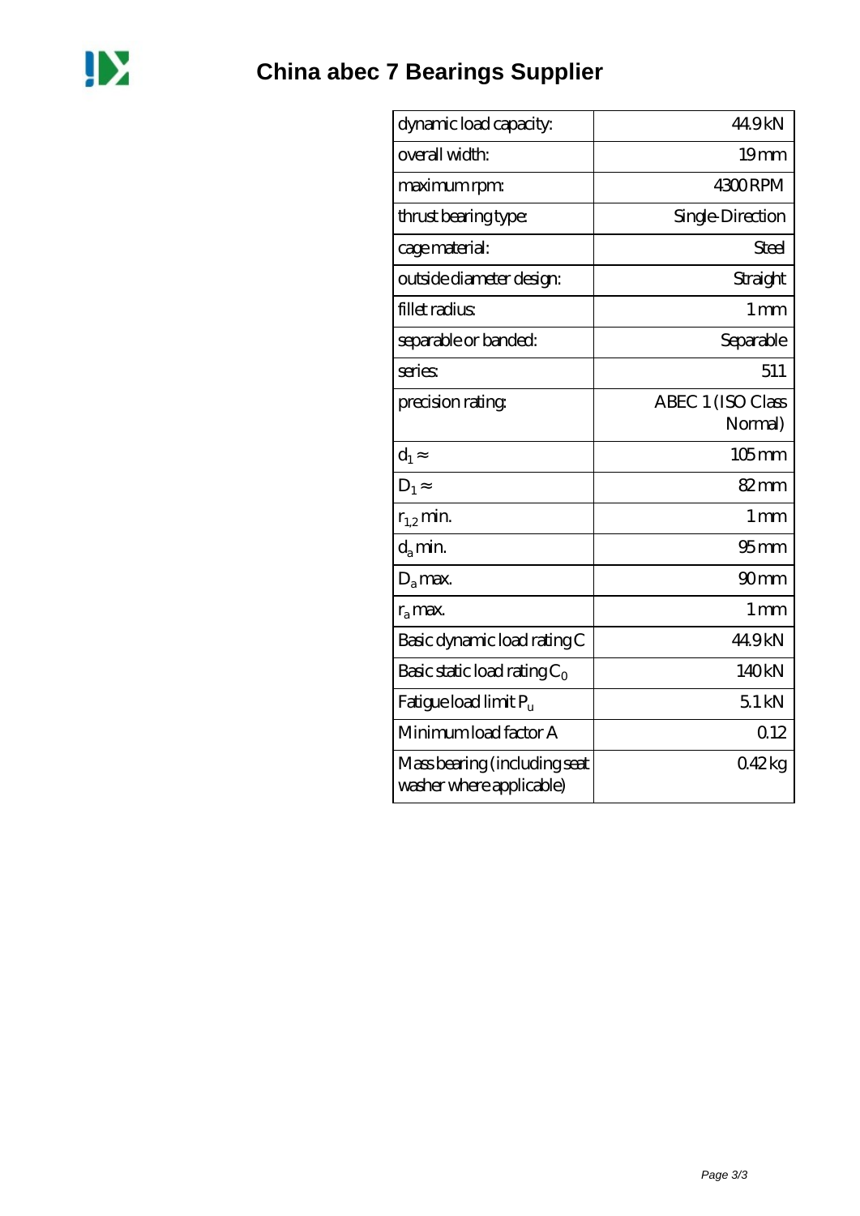# China abec 7 Bearings Supplier

| | |
|---|---|
| dynamic load capacity: | 44.9 kN |
| overall width: | 19 mm |
| maximum rpm: | 4300 RPM |
| thrust bearing type: | Single-Direction |
| cage material: | Steel |
| outside diameter design: | Straight |
| fillet radius: | 1 mm |
| separable or banded: | Separable |
| series: | 511 |
| precision rating: | ABEC 1 (ISO Class Normal) |
| $d_1 \approx$ | 105 mm |
| $D_1 \approx$ | 82 mm |
| $r_{1,2}$ min. | 1 mm |
| $d_a$ min. | 95 mm |
| $D_a$ max. | 90 mm |
| $r_a$ max. | 1 mm |
| Basic dynamic load rating C | 44.9 kN |
| Basic static load rating $C_0$ | 140 kN |
| Fatigue load limit $P_u$ | 5.1 kN |
| Minimum load factor A | 0.12 |
| Mass bearing (including seat washer where applicable) | 0.42 kg |